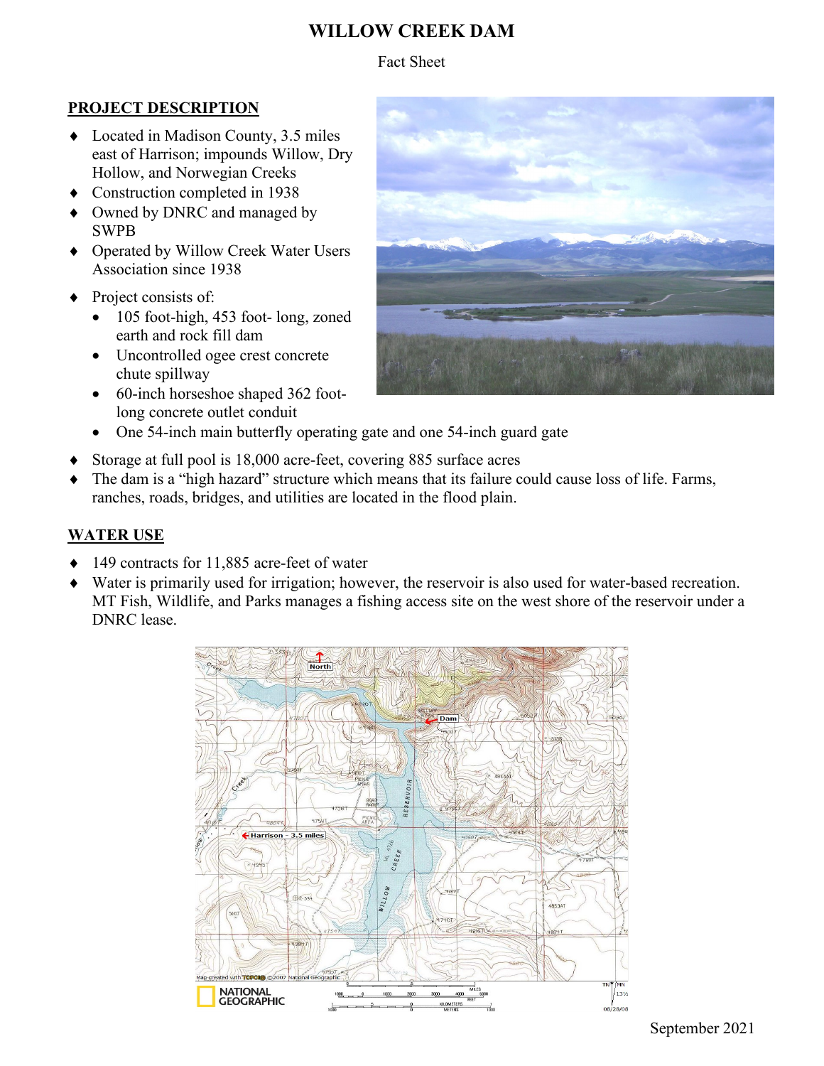# WILLOW CREEK DAM

Fact Sheet

## PROJECT DESCRIPTION

- Located in Madison County, 3.5 miles east of Harrison; impounds Willow, Dry Hollow, and Norwegian Creeks
- Construction completed in 1938
- Owned by DNRC and managed by SWPB
- Operated by Willow Creek Water Users Association since 1938
- Project consists of:
  - 105 foot-high, 453 foot- long, zoned earth and rock fill dam
  - Uncontrolled ogee crest concrete chute spillway
  - 60-inch horseshoe shaped 362 foot-long concrete outlet conduit
  - One 54-inch main butterfly operating gate and one 54-inch guard gate
- Storage at full pool is 18,000 acre-feet, covering 885 surface acres
- The dam is a "high hazard" structure which means that its failure could cause loss of life. Farms, ranches, roads, bridges, and utilities are located in the flood plain.

## WATER USE

- 149 contracts for 11,885 acre-feet of water
- Water is primarily used for irrigation; however, the reservoir is also used for water-based recreation. MT Fish, Wildlife, and Parks manages a fishing access site on the west shore of the reservoir under a DNRC lease.

September 2021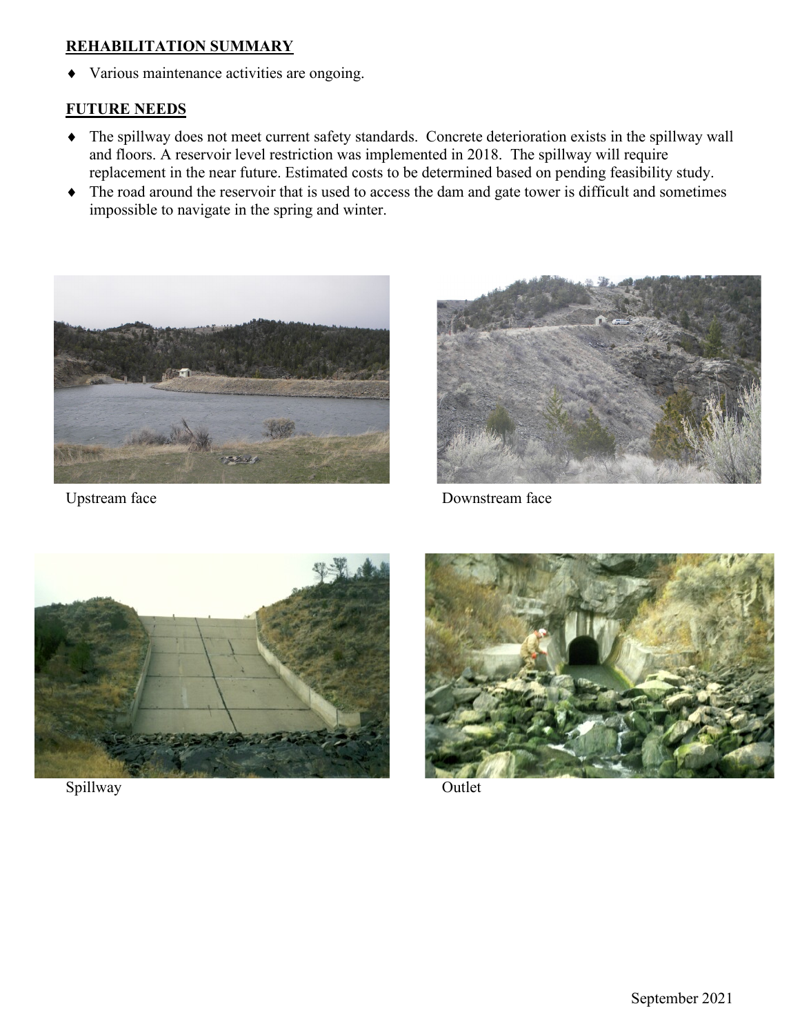## REHABILITATION SUMMARY

- Various maintenance activities are ongoing.

## FUTURE NEEDS

- The spillway does not meet current safety standards. Concrete deterioration exists in the spillway wall and floors. A reservoir level restriction was implemented in 2018. The spillway will require replacement in the near future. Estimated costs to be determined based on pending feasibility study.
- The road around the reservoir that is used to access the dam and gate tower is difficult and sometimes impossible to navigate in the spring and winter.

Upstream face

Downstream face

Spillway

Outlet

September 2021